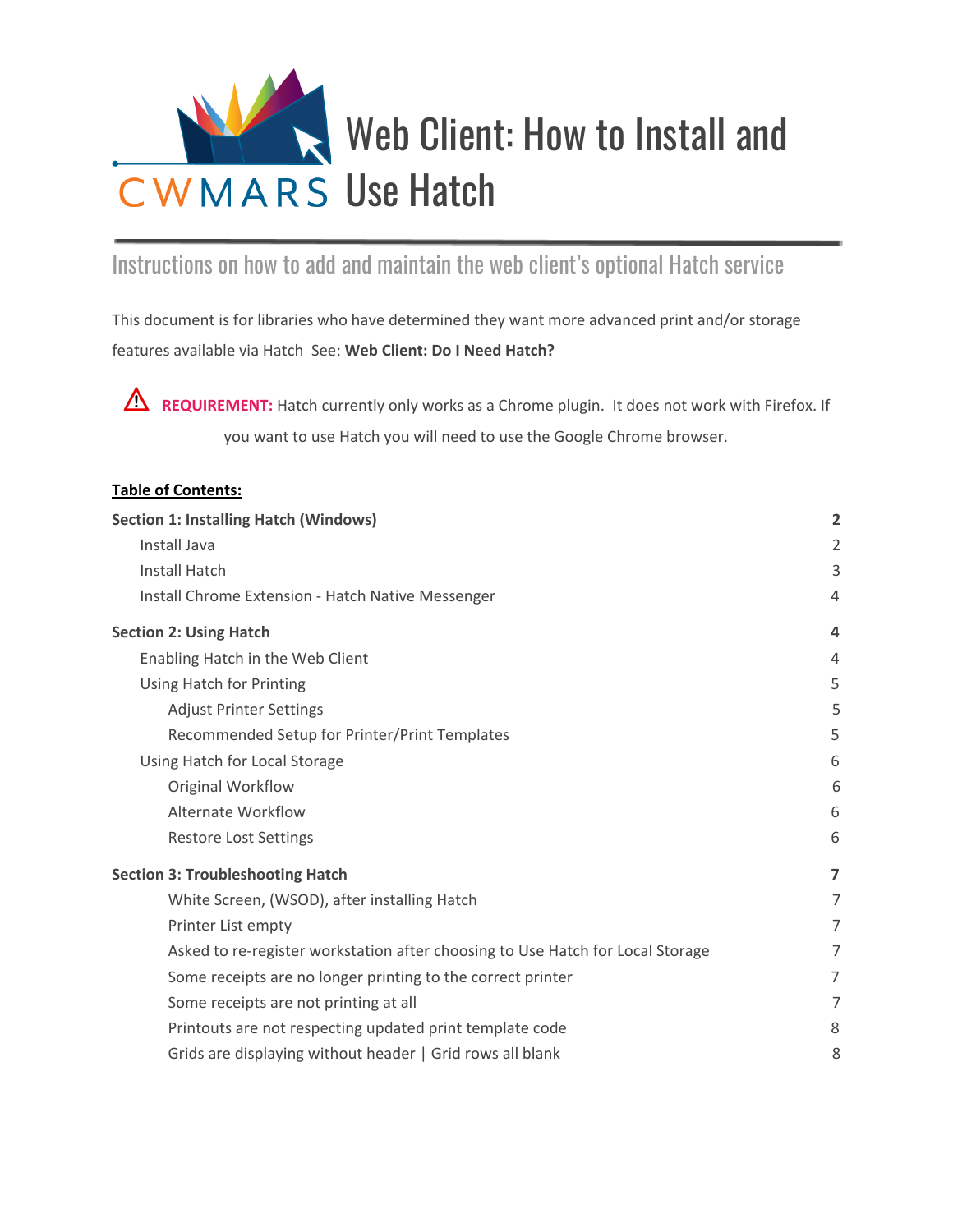# Web Client: How to Install and Use Hatch

CWMARS

## Instructions on how to add and maintain the web client's optional Hatch service

This document is for libraries who have determined they want more advanced print and/or storage features available via Hatch See: **Web Client: Do I Need Hatch?**

⚠ **REQUIREMENT:** Hatch currently only works as a Chrome plugin. It does not work with Firefox. If you want to use Hatch you will need to use the Google Chrome browser.

**Table of Contents:**

| | |
|---|---|
| **Section 1: Installing Hatch (Windows)** | **2** |
| Install Java | 2 |
| Install Hatch | 3 |
| Install Chrome Extension - Hatch Native Messenger | 4 |
| **Section 2: Using Hatch** | **4** |
| Enabling Hatch in the Web Client | 4 |
| Using Hatch for Printing | 5 |
| Adjust Printer Settings | 5 |
| Recommended Setup for Printer/Print Templates | 5 |
| Using Hatch for Local Storage | 6 |
| Original Workflow | 6 |
| Alternate Workflow | 6 |
| Restore Lost Settings | 6 |
| **Section 3: Troubleshooting Hatch** | **7** |
| White Screen, (WSOD), after installing Hatch | 7 |
| Printer List empty | 7 |
| Asked to re-register workstation after choosing to Use Hatch for Local Storage | 7 |
| Some receipts are no longer printing to the correct printer | 7 |
| Some receipts are not printing at all | 7 |
| Printouts are not respecting updated print template code | 8 |
| Grids are displaying without header \| Grid rows all blank | 8 |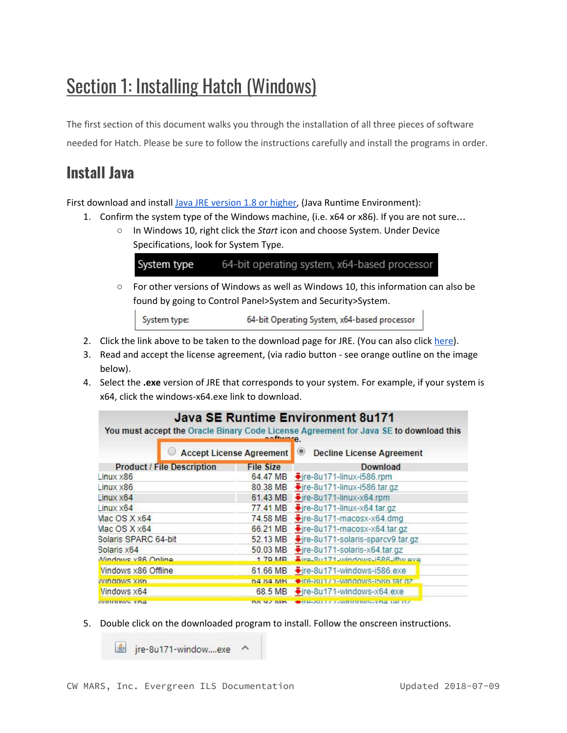# Section 1: Installing Hatch (Windows)

The first section of this document walks you through the installation of all three pieces of software needed for Hatch. Please be sure to follow the instructions carefully and install the programs in order.

## Install Java

First download and install Java JRE version 1.8 or higher, (Java Runtime Environment):

1. Confirm the system type of the Windows machine, (i.e. x64 or x86). If you are not sure…
   - In Windows 10, right click the *Start* icon and choose System. Under Device Specifications, look for System Type.

     System type 64-bit operating system, x64-based processor

   - For other versions of Windows as well as Windows 10, this information can also be found by going to Control Panel>System and Security>System.

     System type: 64-bit Operating System, x64-based processor

2. Click the link above to be taken to the download page for JRE. (You can also click here).
3. Read and accept the license agreement, (via radio button - see orange outline on the image below).
4. Select the **.exe** version of JRE that corresponds to your system. For example, if your system is x64, click the windows-x64.exe link to download.

**Java SE Runtime Environment 8u171**

You must accept the Oracle Binary Code License Agreement for Java SE to download this software.

Accept License Agreement    Decline License Agreement

| Product / File Description | File Size | Download |
|---|---|---|
| Linux x86 | 64.47 MB | jre-8u171-linux-i586.rpm |
| Linux x86 | 80.38 MB | jre-8u171-linux-i586.tar.gz |
| Linux x64 | 61.43 MB | jre-8u171-linux-x64.rpm |
| Linux x64 | 77.41 MB | jre-8u171-linux-x64.tar.gz |
| Mac OS X x64 | 74.58 MB | jre-8u171-macosx-x64.dmg |
| Mac OS X x64 | 66.21 MB | jre-8u171-macosx-x64.tar.gz |
| Solaris SPARC 64-bit | 52.13 MB | jre-8u171-solaris-sparcv9.tar.gz |
| Solaris x64 | 50.03 MB | jre-8u171-solaris-x64.tar.gz |
| Windows x86 Online | 1.79 MB | jre-8u171-windows-i586-iftw.exe |
| Windows x86 Offline | 61.66 MB | jre-8u171-windows-i586.exe |
| Windows x86 | 64.84 MB | jre-8u171-windows-i586.tar.gz |
| Windows x64 | 68.5 MB | jre-8u171-windows-x64.exe |
| Windows x64 | 68.92 MB | jre-8u171-windows-x64.tar.gz |

5. Double click on the downloaded program to install. Follow the onscreen instructions.

   jre-8u171-window....exe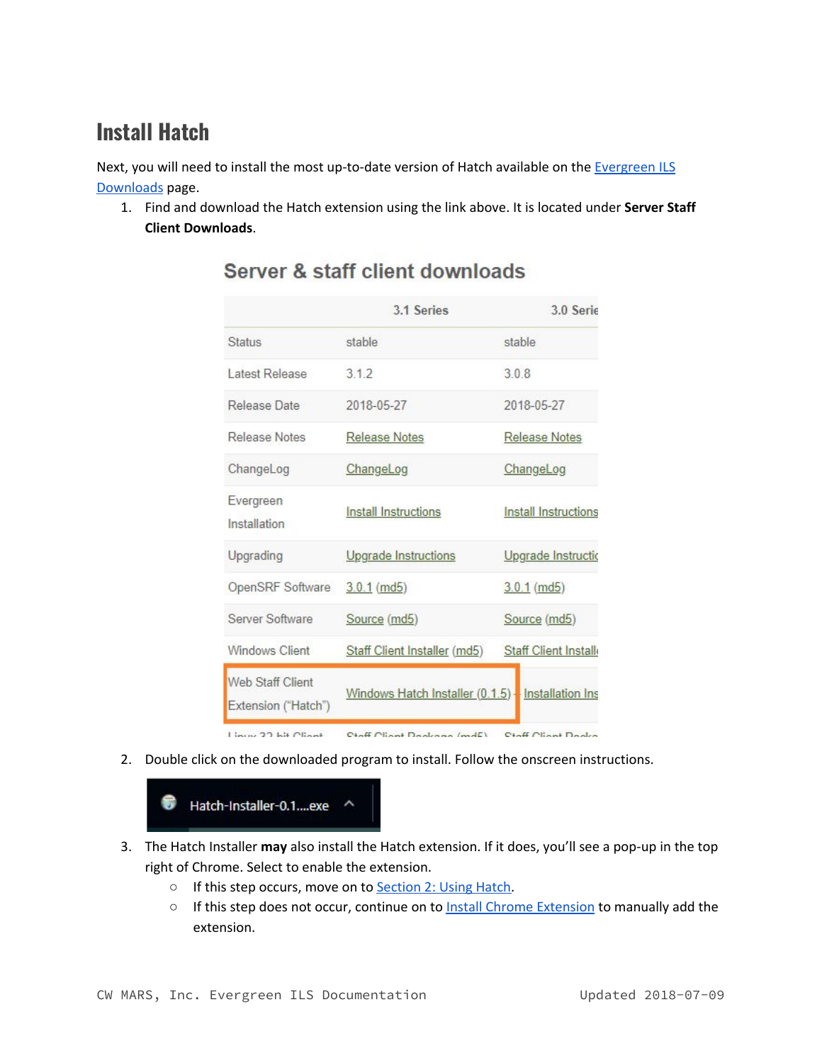# Install Hatch

Next, you will need to install the most up-to-date version of Hatch available on the Evergreen ILS Downloads page.

1. Find and download the Hatch extension using the link above. It is located under **Server Staff Client Downloads**.

   **Server & staff client downloads**

   | | 3.1 Series | 3.0 Series |
   |---|---|---|
   | Status | stable | stable |
   | Latest Release | 3.1.2 | 3.0.8 |
   | Release Date | 2018-05-27 | 2018-05-27 |
   | Release Notes | Release Notes | Release Notes |
   | ChangeLog | ChangeLog | ChangeLog |
   | Evergreen Installation | Install Instructions | Install Instructions |
   | Upgrading | Upgrade Instructions | Upgrade Instructions |
   | OpenSRF Software | 3.0.1 (md5) | 3.0.1 (md5) |
   | Server Software | Source (md5) | Source (md5) |
   | Windows Client | Staff Client Installer (md5) | Staff Client Installer |
   | Web Staff Client Extension ("Hatch") | Windows Hatch Installer (0.1.5) | Installation Ins |

2. Double click on the downloaded program to install. Follow the onscreen instructions.

   Hatch-Installer-0.1....exe

3. The Hatch Installer **may** also install the Hatch extension. If it does, you'll see a pop-up in the top right of Chrome. Select to enable the extension.
   - If this step occurs, move on to Section 2: Using Hatch.
   - If this step does not occur, continue on to Install Chrome Extension to manually add the extension.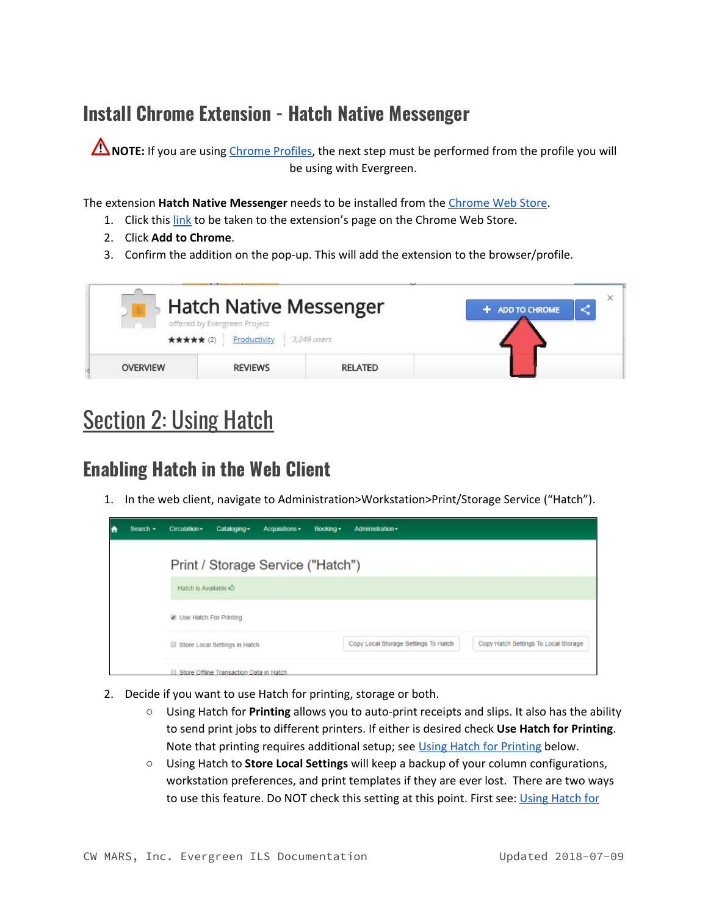## Install Chrome Extension - Hatch Native Messenger

**NOTE:** If you are using Chrome Profiles, the next step must be performed from the profile you will be using with Evergreen.

The extension **Hatch Native Messenger** needs to be installed from the Chrome Web Store.

1. Click this link to be taken to the extension's page on the Chrome Web Store.
2. Click **Add to Chrome**.
3. Confirm the addition on the pop-up. This will add the extension to the browser/profile.

# Section 2: Using Hatch

## Enabling Hatch in the Web Client

1. In the web client, navigate to Administration>Workstation>Print/Storage Service ("Hatch").

2. Decide if you want to use Hatch for printing, storage or both.
   - Using Hatch for **Printing** allows you to auto-print receipts and slips. It also has the ability to send print jobs to different printers. If either is desired check **Use Hatch for Printing**. Note that printing requires additional setup; see Using Hatch for Printing below.
   - Using Hatch to **Store Local Settings** will keep a backup of your column configurations, workstation preferences, and print templates if they are ever lost. There are two ways to use this feature. Do NOT check this setting at this point. First see: Using Hatch for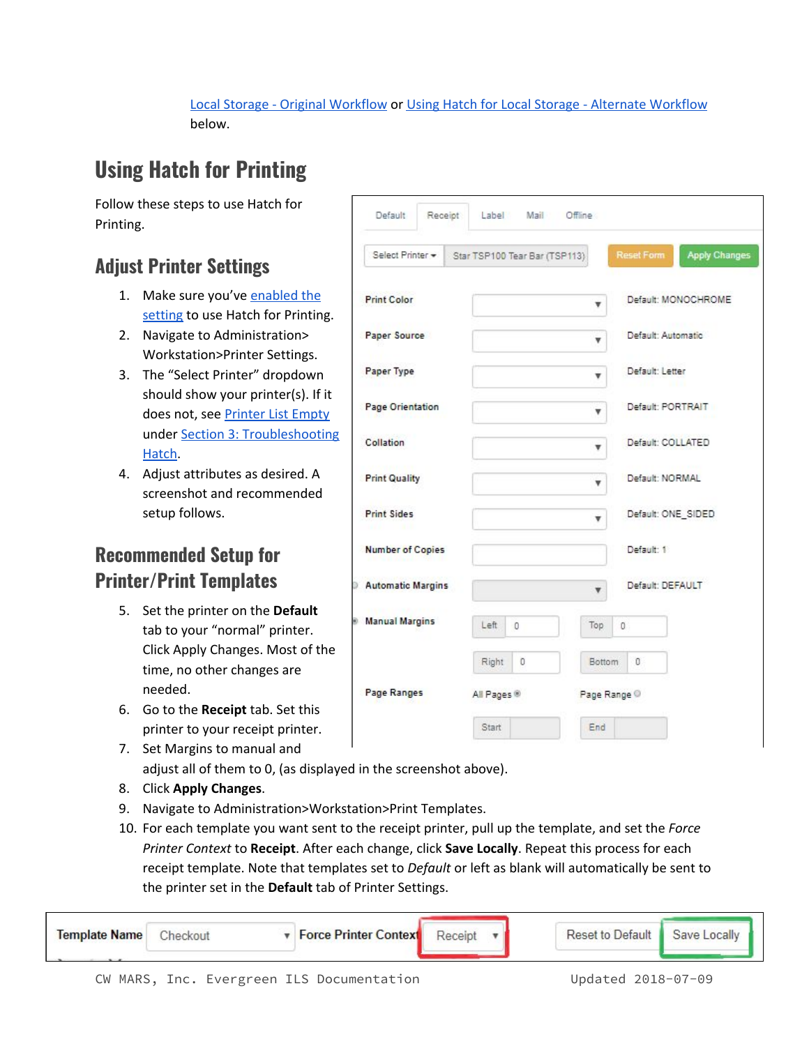Local Storage - Original Workflow or Using Hatch for Local Storage - Alternate Workflow below.

## Using Hatch for Printing

Follow these steps to use Hatch for Printing.

### Adjust Printer Settings

1. Make sure you've enabled the setting to use Hatch for Printing.
2. Navigate to Administration> Workstation>Printer Settings.
3. The "Select Printer" dropdown should show your printer(s). If it does not, see Printer List Empty under Section 3: Troubleshooting Hatch.
4. Adjust attributes as desired. A screenshot and recommended setup follows.

### Recommended Setup for Printer/Print Templates

5. Set the printer on the **Default** tab to your "normal" printer. Click Apply Changes. Most of the time, no other changes are needed.
6. Go to the **Receipt** tab. Set this printer to your receipt printer.
7. Set Margins to manual and adjust all of them to 0, (as displayed in the screenshot above).
8. Click **Apply Changes**.
9. Navigate to Administration>Workstation>Print Templates.
10. For each template you want sent to the receipt printer, pull up the template, and set the *Force Printer Context* to **Receipt**. After each change, click **Save Locally**. Repeat this process for each receipt template. Note that templates set to *Default* or left as blank will automatically be sent to the printer set in the **Default** tab of Printer Settings.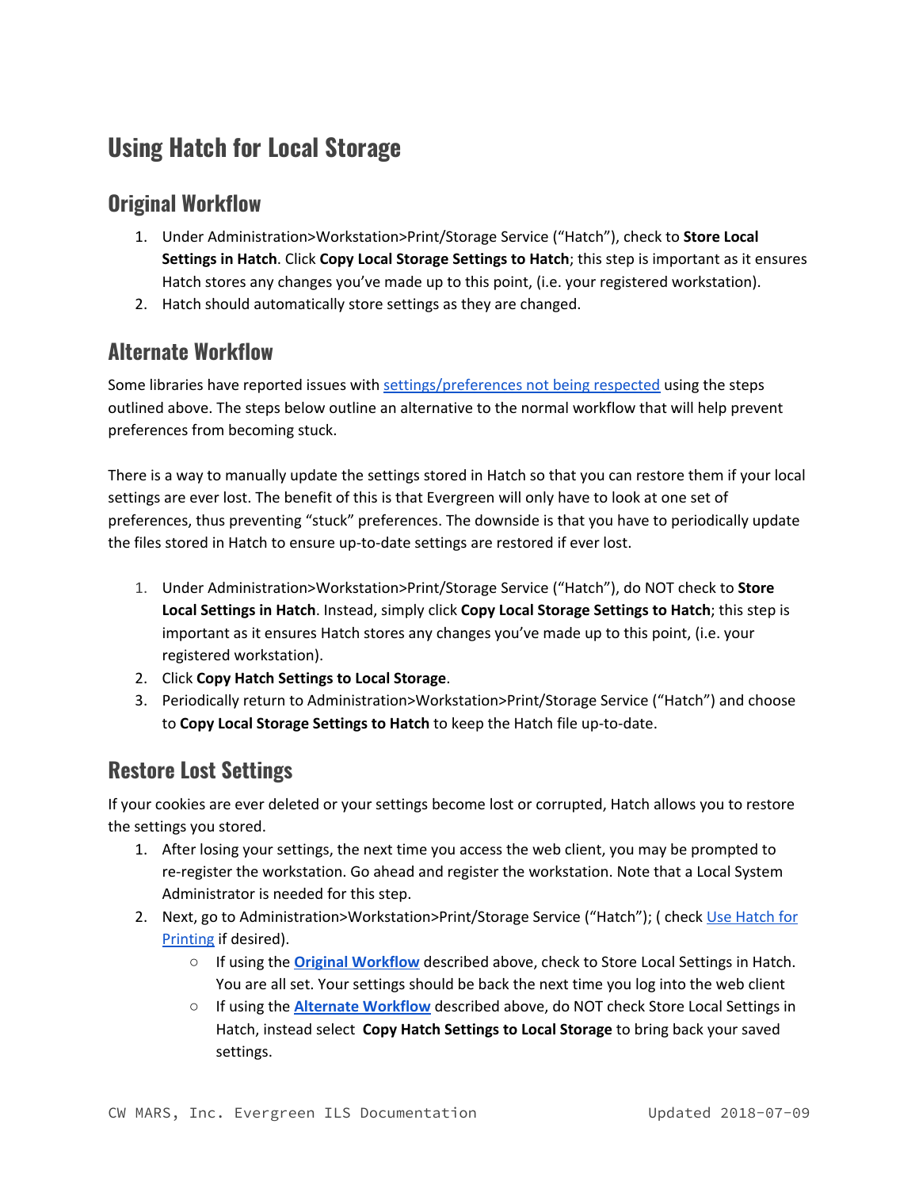# Using Hatch for Local Storage

## Original Workflow

1. Under Administration>Workstation>Print/Storage Service ("Hatch"), check to **Store Local Settings in Hatch**. Click **Copy Local Storage Settings to Hatch**; this step is important as it ensures Hatch stores any changes you've made up to this point, (i.e. your registered workstation).
2. Hatch should automatically store settings as they are changed.

## Alternate Workflow

Some libraries have reported issues with [settings/preferences not being respected](settings/preferences not being respected) using the steps outlined above. The steps below outline an alternative to the normal workflow that will help prevent preferences from becoming stuck.

There is a way to manually update the settings stored in Hatch so that you can restore them if your local settings are ever lost. The benefit of this is that Evergreen will only have to look at one set of preferences, thus preventing "stuck" preferences. The downside is that you have to periodically update the files stored in Hatch to ensure up-to-date settings are restored if ever lost.

1. Under Administration>Workstation>Print/Storage Service ("Hatch"), do NOT check to **Store Local Settings in Hatch**. Instead, simply click **Copy Local Storage Settings to Hatch**; this step is important as it ensures Hatch stores any changes you've made up to this point, (i.e. your registered workstation).
2. Click **Copy Hatch Settings to Local Storage**.
3. Periodically return to Administration>Workstation>Print/Storage Service ("Hatch") and choose to **Copy Local Storage Settings to Hatch** to keep the Hatch file up-to-date.

## Restore Lost Settings

If your cookies are ever deleted or your settings become lost or corrupted, Hatch allows you to restore the settings you stored.

1. After losing your settings, the next time you access the web client, you may be prompted to re-register the workstation. Go ahead and register the workstation. Note that a Local System Administrator is needed for this step.
2. Next, go to Administration>Workstation>Print/Storage Service ("Hatch"); ( check Use Hatch for Printing if desired).
   - If using the **Original Workflow** described above, check to Store Local Settings in Hatch. You are all set. Your settings should be back the next time you log into the web client
   - If using the **Alternate Workflow** described above, do NOT check Store Local Settings in Hatch, instead select **Copy Hatch Settings to Local Storage** to bring back your saved settings.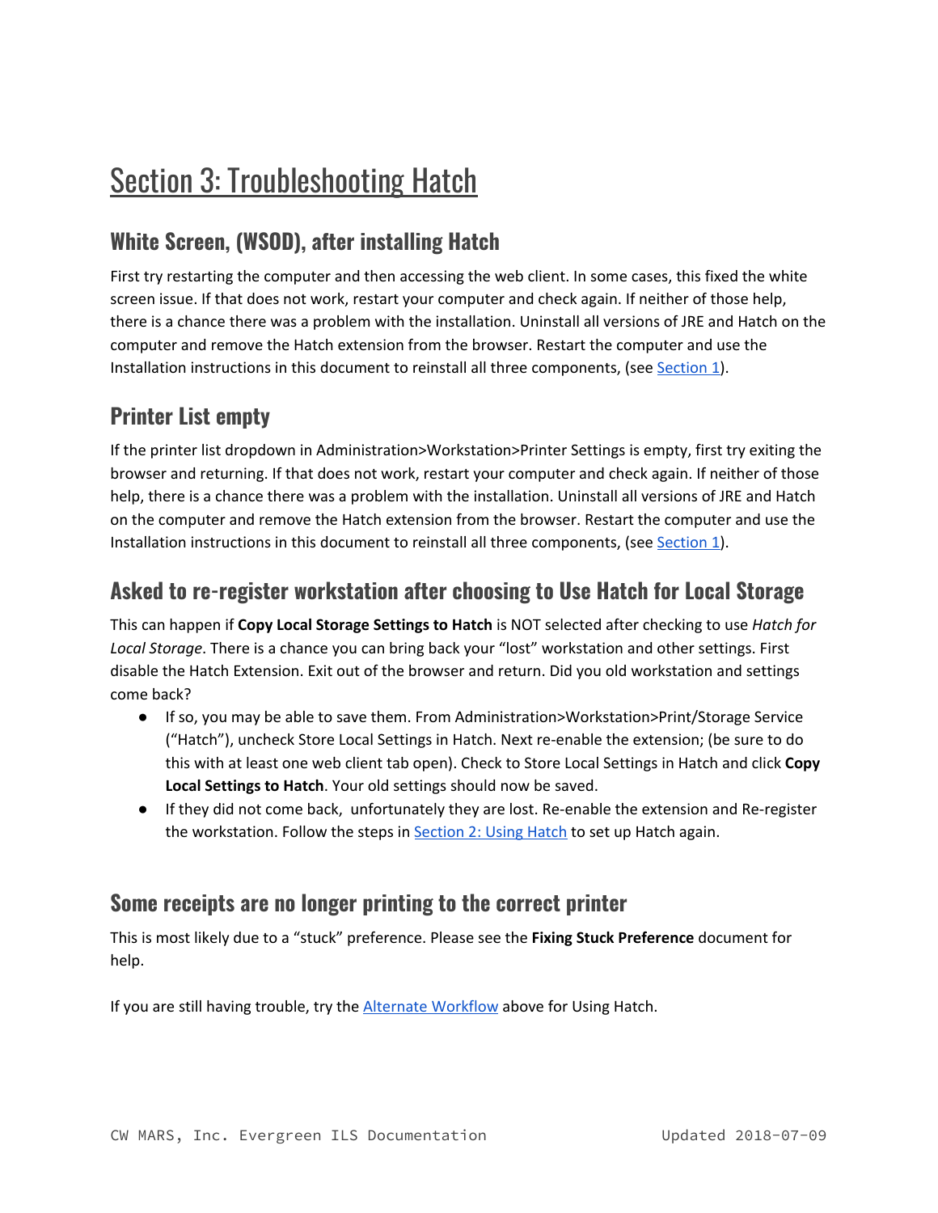# Section 3: Troubleshooting Hatch

## White Screen, (WSOD), after installing Hatch

First try restarting the computer and then accessing the web client. In some cases, this fixed the white screen issue. If that does not work, restart your computer and check again. If neither of those help, there is a chance there was a problem with the installation. Uninstall all versions of JRE and Hatch on the computer and remove the Hatch extension from the browser. Restart the computer and use the Installation instructions in this document to reinstall all three components, (see Section 1).

## Printer List empty

If the printer list dropdown in Administration>Workstation>Printer Settings is empty, first try exiting the browser and returning. If that does not work, restart your computer and check again. If neither of those help, there is a chance there was a problem with the installation. Uninstall all versions of JRE and Hatch on the computer and remove the Hatch extension from the browser. Restart the computer and use the Installation instructions in this document to reinstall all three components, (see Section 1).

## Asked to re-register workstation after choosing to Use Hatch for Local Storage

This can happen if **Copy Local Storage Settings to Hatch** is NOT selected after checking to use *Hatch for Local Storage*. There is a chance you can bring back your "lost" workstation and other settings. First disable the Hatch Extension. Exit out of the browser and return. Did you old workstation and settings come back?

- If so, you may be able to save them. From Administration>Workstation>Print/Storage Service ("Hatch"), uncheck Store Local Settings in Hatch. Next re-enable the extension; (be sure to do this with at least one web client tab open). Check to Store Local Settings in Hatch and click **Copy Local Settings to Hatch**. Your old settings should now be saved.
- If they did not come back, unfortunately they are lost. Re-enable the extension and Re-register the workstation. Follow the steps in Section 2: Using Hatch to set up Hatch again.

## Some receipts are no longer printing to the correct printer

This is most likely due to a "stuck" preference. Please see the **Fixing Stuck Preference** document for help.

If you are still having trouble, try the Alternate Workflow above for Using Hatch.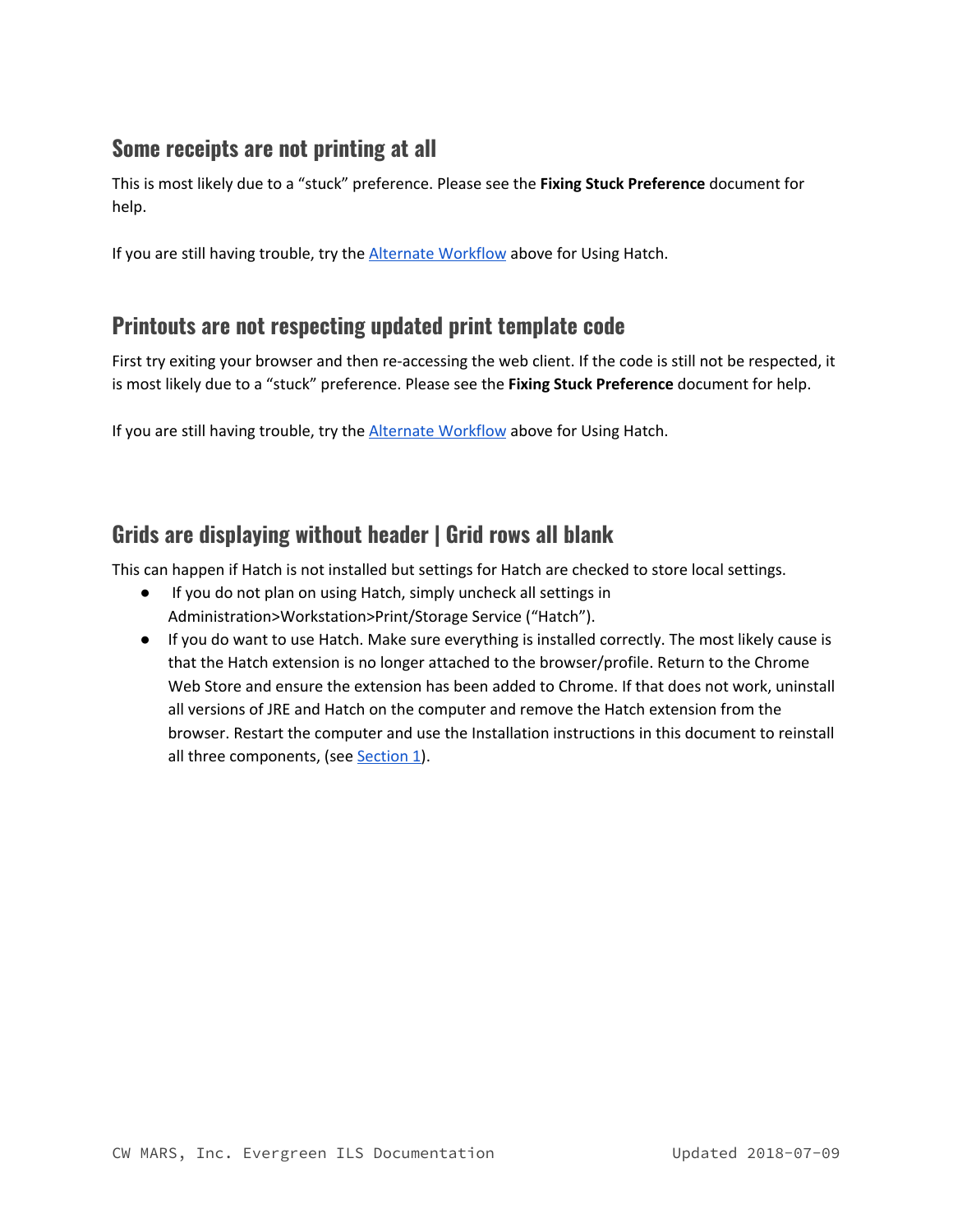## Some receipts are not printing at all

This is most likely due to a "stuck" preference. Please see the **Fixing Stuck Preference** document for help.

If you are still having trouble, try the [Alternate Workflow](#) above for Using Hatch.

## Printouts are not respecting updated print template code

First try exiting your browser and then re-accessing the web client. If the code is still not be respected, it is most likely due to a "stuck" preference. Please see the **Fixing Stuck Preference** document for help.

If you are still having trouble, try the [Alternate Workflow](#) above for Using Hatch.

## Grids are displaying without header | Grid rows all blank

This can happen if Hatch is not installed but settings for Hatch are checked to store local settings.

- If you do not plan on using Hatch, simply uncheck all settings in Administration>Workstation>Print/Storage Service ("Hatch").
- If you do want to use Hatch. Make sure everything is installed correctly. The most likely cause is that the Hatch extension is no longer attached to the browser/profile. Return to the Chrome Web Store and ensure the extension has been added to Chrome. If that does not work, uninstall all versions of JRE and Hatch on the computer and remove the Hatch extension from the browser. Restart the computer and use the Installation instructions in this document to reinstall all three components, (see [Section 1](#)).